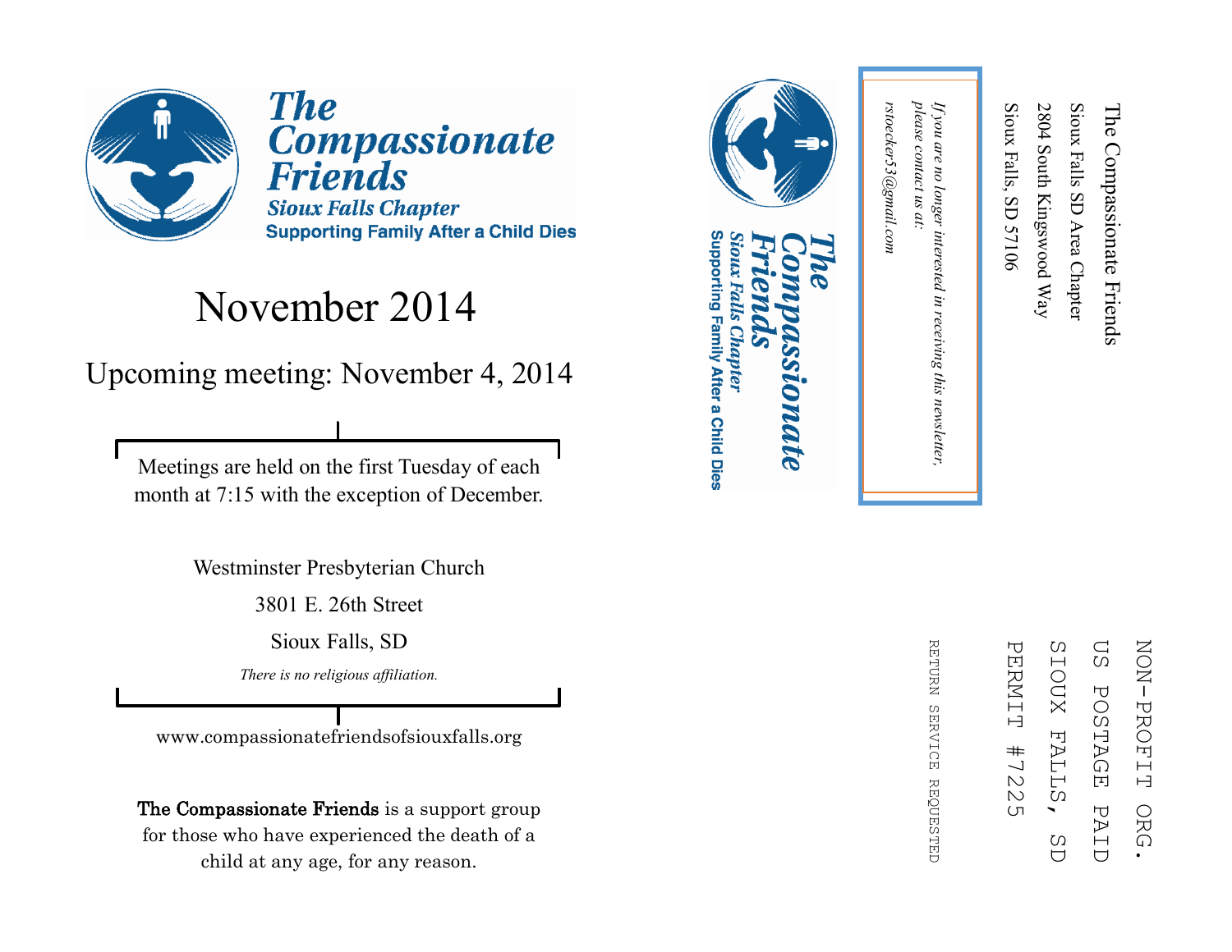# The Compassionate Friends

### Sioux Falls Chapter

**Supporting Family After a Child Dies**

## November 2014

### Upcoming meeting: November 4, 2014

Meetings are held on the first Tuesday of each month at 7:15 with the exception of December.

Westminster Presbyterian Church

3801 E. 26th Street

Sioux Falls, SD

*There is no religious affiliation.*

www.compassionatefriendsofsiouxfalls.org

**The Compassionate Friends** is a support group for those who have experienced the death of a child at any age, for any reason.

---

The Compassionate Friends
Sioux Falls SD Area Chapter
2804 South Kingswood Way
Sioux Falls, SD 57106

**The Compassionate Friends**
*Sioux Falls Chapter*
Supporting Family After a Child Dies

*If you are no longer interested in receiving this newsletter, please contact us at: rstoecker53@gmail.com*

NON-PROFIT ORG.
US POSTAGE PAID
SIOUX FALLS, SD
PERMIT #7225

RETURN SERVICE REQUESTED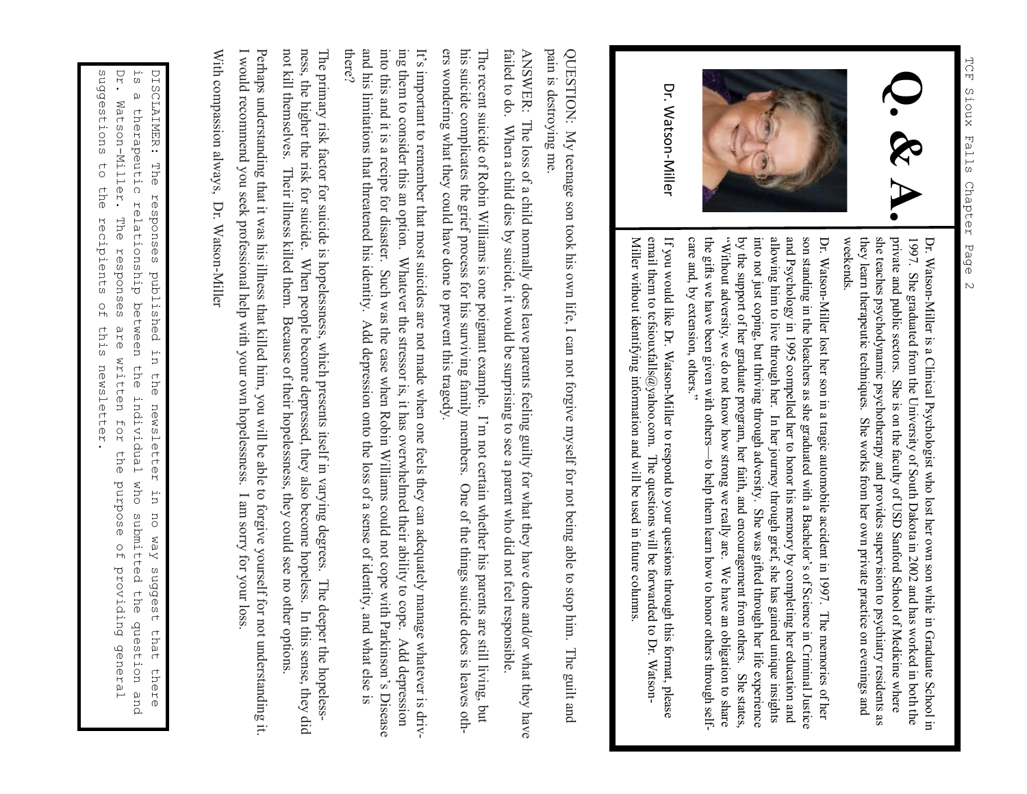# Q. & A.

Dr. Watson-Miller

Dr. Watson-Miller is a Clinical Psychologist who lost her own son while in Graduate School in 1997. She graduated from the University of South Dakota in 2002 and has worked in both the private and public sectors. She is on the faculty of USD Sanford School of Medicine where she teaches psychodynamic psychotherapy and provides supervision to psychiatry residents as they learn therapeutic techniques. She works from her own private practice on evenings and weekends.

Dr. Watson-Miller lost her son in a tragic automobile accident in 1997. The memories of her son standing in the bleachers as she graduated with a Bachelor's of Science in Criminal Justice and Psychology in 1995 compelled her to honor his memory by completing her education and allowing him to live through her. In her journey through grief, she has gained unique insights into not just coping, but thriving through adversity. She was gifted through her life experience by the support of her graduate program, her faith, and encouragement from others. She states, "Without adversity, we do not know how strong we really are. We have an obligation to share the gifts we have been given with others—to help them learn how to honor others through self-care and, by extension, others."

If you would like Dr. Watson-Miller to respond to your questions through this format, please email them to tcfsiouxfalls@yahoo.com. The questions will be forwarded to Dr. Watson-Miller without identifying information and will be used in future columns.

QUESTION: My teenage son took his own life, I can not forgive myself for not being able to stop him. The guilt and pain is destroying me.

ANSWER: The loss of a child normally does leave parents feeling guilty for what they have done and/or what they have failed to do. When a child dies by suicide, it would be surprising to see a parent who did not feel responsible.

The recent suicide of Robin Williams is one poignant example. I'm not certain whether his parents are still living, but his suicide complicates the grief process for his surviving family members. One of the things suicide does is leaves others wondering what they could have done to prevent this tragedy.

It's important to remember that most suicides are not made when one feels they can adequately manage whatever is driving them to consider this an option. Whatever the stressor is, it has overwhelmed their ability to cope. Add depression into this and it is a recipe for disaster. Such was the case when Robin Williams could not cope with Parkinson's Disease and his limitations that threatened his identity. Add depression onto the loss of a sense of identity, and what else is there?

The primary risk factor for suicide is hopelessness, which presents itself in varying degrees. The deeper the hopelessness, the higher the risk for suicide. When people become depressed, they also become hopeless. In this sense, they did not kill themselves. Their illness killed them. Because of their hopelessness, they could see no other options.

Perhaps understanding that it was his illness that killed him, you will be able to forgive yourself for not understanding it. I would recommend you seek professional help with your own hopelessness. I am sorry for your loss.

With compassion always, Dr. Watson-Miller

DISCLAIMER: The responses published in the newsletter in no way suggest that there is a therapeutic relationship between the individual who submitted the question and Dr. Watson-Miller. The responses are written for the purpose of providing general suggestions to the recipients of this newsletter.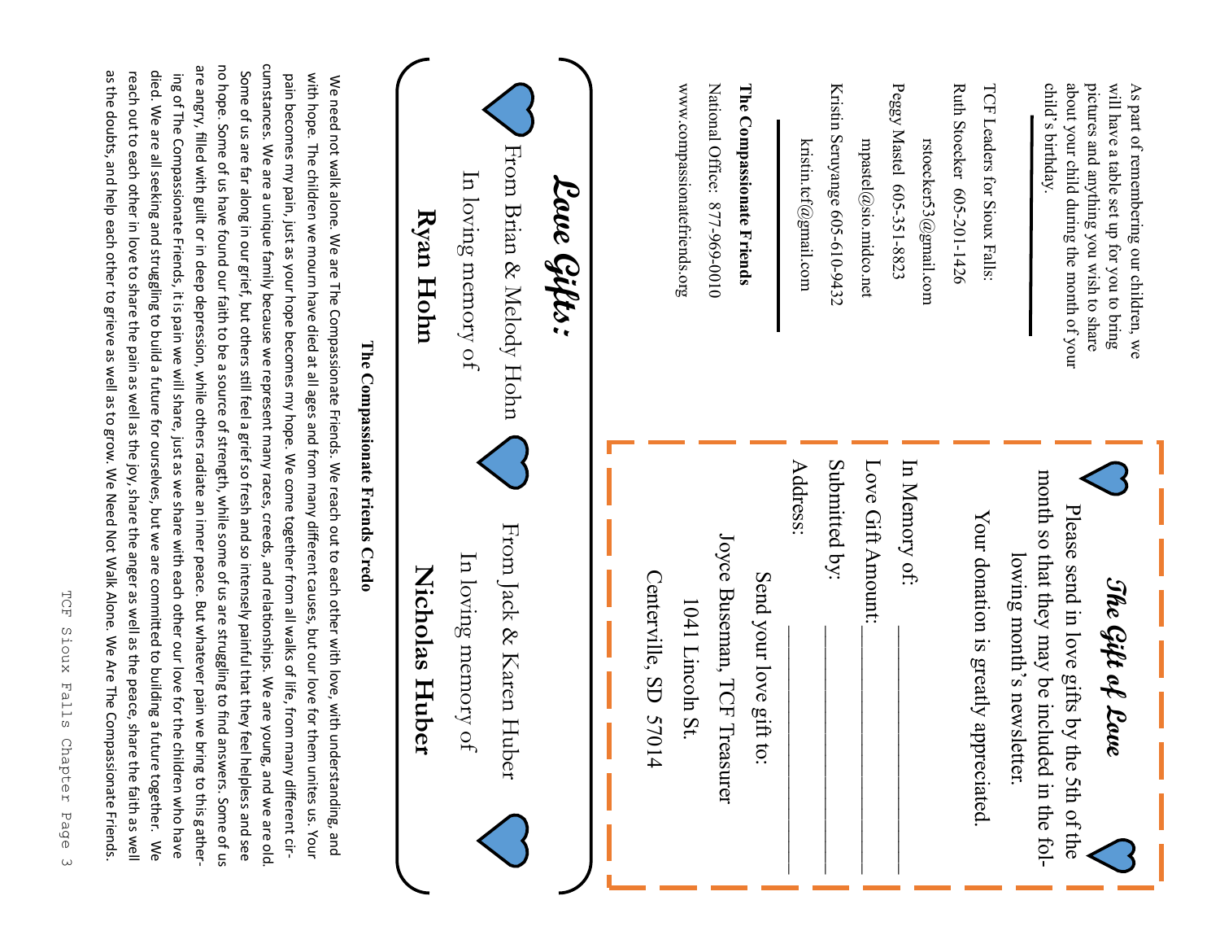As part of remembering our children, we will have a table set up for you to bring pictures and anything you wish to share about your child during the month of your child's birthday.

TCF Leaders for Sioux Falls:

Ruth Stoecker 605-201-1426

rstoecker53@gmail.com

Peggy Mastel 605-351-8823

mpastel@sio.midco.net

Kristin Seruyange 605-610-9432

kristin.tcf@gmail.com

**The Compassionate Friends**

National Office: 877-969-0010

www.compassionatefriends.org

## *The Gift of Love*

Please send in love gifts by the 5th of the month so that they may be included in the following month's newsletter.

Your donation is greatly appreciated.

In Memory of: ____________________

Love Gift Amount: ____________________

Submitted by: ____________________

Address: ____________________

Send your love gift to:

Joyce Buseman, TCF Treasurer

1041 Lincoln St.

Centerville, SD 57014

## *Love Gifts:*

From Brian & Melody Hohn

In loving memory of

**Ryan Hohn**

From Jack & Karen Huber

In loving memory of

**Nicholas Huber**

### The Compassionate Friends Credo

We need not walk alone. We are The Compassionate Friends. We reach out to each other with love, with understanding, and with hope. The children we mourn have died at all ages and from many different causes, but our love for them unites us. Your pain becomes my pain, just as your hope becomes my hope. We come together from all walks of life, from many different circumstances. We are a unique family because we represent many races, creeds, and relationships. We are young, and we are old. Some of us are far along in our grief, but others still feel a grief so fresh and so intensely painful that they feel helpless and see no hope. Some of us have found our faith to be a source of strength, while some of us are struggling to find answers. Some of us are angry, filled with guilt or in deep depression, while others radiate an inner peace. But whatever pain we bring to this gathering of The Compassionate Friends, it is pain we will share, just as we share with each other our love for the children who have died. We are all seeking and struggling to build a future for ourselves, but we are committed to building a future together. We reach out to each other in love to share the pain as well as the joy, share the anger as well as the peace, share the faith as well as the doubts, and help each other to grieve as well as to grow. We Need Not Walk Alone. We Are The Compassionate Friends.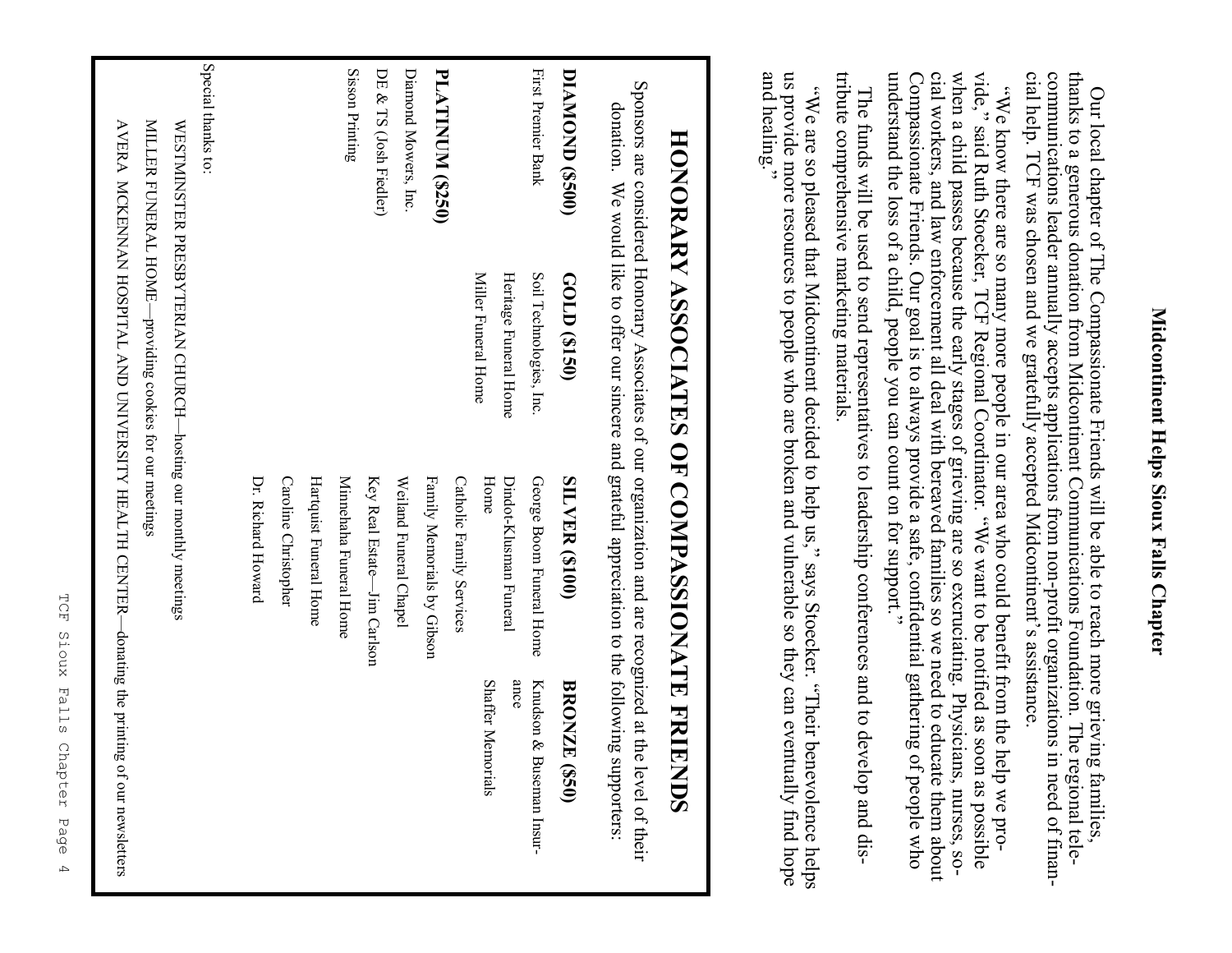## Midcontinent Helps Sioux Falls Chapter

Our local chapter of The Compassionate Friends will be able to reach more grieving families, thanks to a generous donation from Midcontinent Communications Foundation. The regional telecommunications leader annually accepts applications from non-profit organizations in need of financial help. TCF was chosen and we gratefully accepted Midcontinent's assistance.

"We know there are so many more people in our area who could benefit from the help we provide," said Ruth Stoecker, TCF Regional Coordinator. "We want to be notified as soon as possible when a child passes because the early stages of grieving are so excruciating. Physicians, nurses, social workers, and law enforcement all deal with bereaved families so we need to educate them about Compassionate Friends. Our goal is to always provide a safe, confidential gathering of people who understand the loss of a child, people you can count on for support."

The funds will be used to send representatives to leadership conferences and to develop and distribute comprehensive marketing materials.

"We are so pleased that Midcontinent decided to help us," says Stoecker. "Their benevolence helps us provide more resources to people who are broken and vulnerable so they can eventually find hope and healing."

## HONORARY ASSOCIATES OF COMPASSIONATE FRIENDS

Sponsors are considered Honorary Associates of our organization and are recognized at the level of their donation. We would like to offer our sincere and grateful appreciation to the following supporters:

**DIAMOND ($500)**

First Premier Bank

**PLATINUM ($250)**

Diamond Mowers, Inc.
DE & TS (Josh Fiedler)
Sisson Printing

**GOLD ($150)**

Soil Technologies, Inc.
Heritage Funeral Home
Miller Funeral Home

**SILVER ($100)**

George Boom Funeral Home
Dindot-Klusman Funeral Home
Catholic Family Services
Family Memorials by Gibson
Weiland Funeral Chapel
Key Real Estate—Jim Carlson
Minnehaha Funeral Home
Hartquist Funeral Home
Caroline Christopher
Dr. Richard Howard

**BRONZE ($50)**

Knudson & Buseman Insurance
Shaffer Memorials

Special thanks to:

WESTMINSTER PRESBYTERIAN CHURCH—hosting our monthly meetings
MILLER FUNERAL HOME—providing cookies for our meetings
AVERA MCKENNAN HOSPITAL AND UNIVERSITY HEALTH CENTER—donating the printing of our newsletters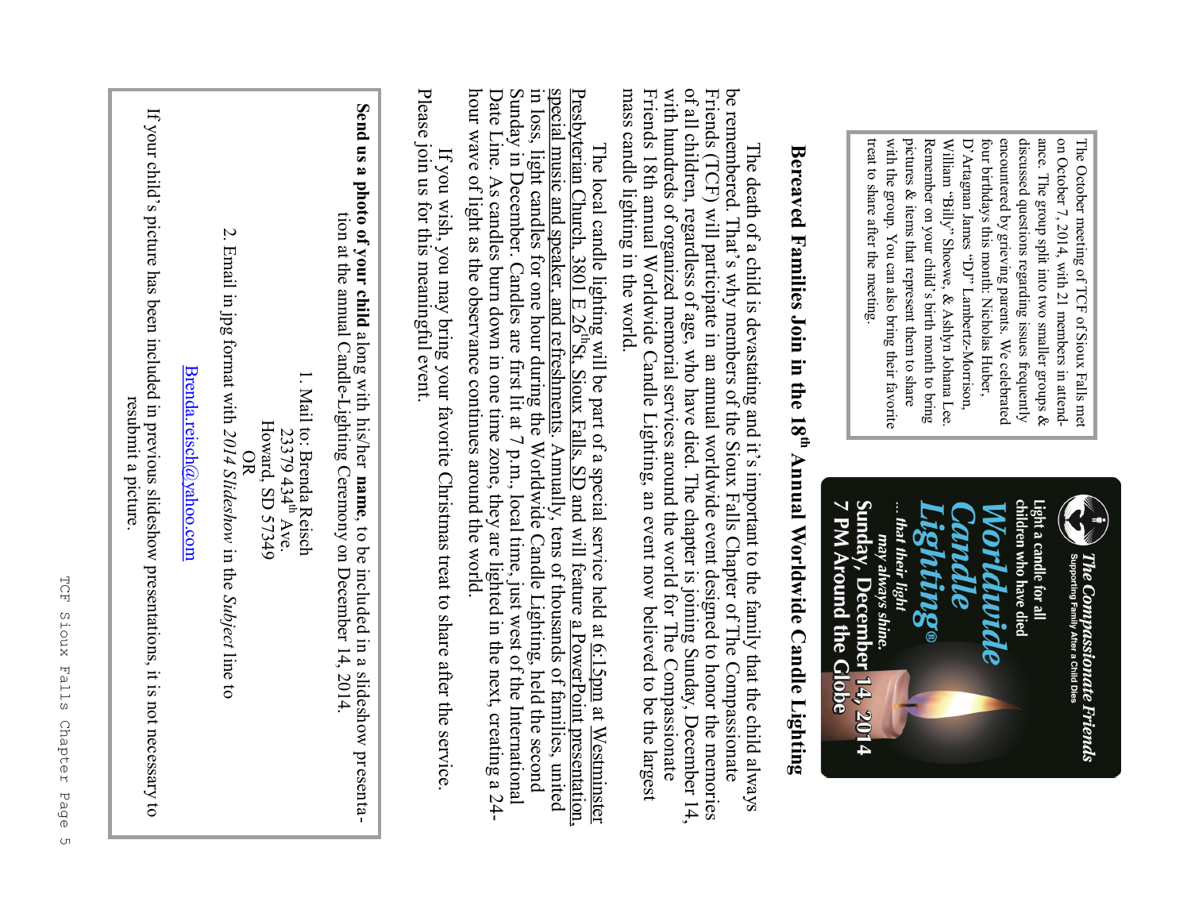The October meeting of TCF of Sioux Falls met on October 7, 2014, with 21 members in attendance. The group split into two smaller groups & discussed questions regarding issues frequently encountered by grieving parents. We celebrated four birthdays this month: Nicholas Huber, D'Artagnan James "DJ" Lambertz-Morrison, William "Billy" Shoewe, & Ashlyn Johana Lee. Remember on your child's birth month to bring pictures & items that represent them to share with the group. You can also bring their favorite treat to share after the meeting.

**The Compassionate Friends**
Supporting Family After a Child Dies

Light a candle for all children who have died

**Worldwide Candle Lighting®**

*... that their light may always shine.*

**Sunday, December 14, 2014**
**7 PM Around the Globe**

## Bereaved Families Join in the 18th Annual Worldwide Candle Lighting

The death of a child is devastating and it's important to the family that the child always be remembered. That's why members of the Sioux Falls Chapter of The Compassionate Friends (TCF) will participate in an annual worldwide event designed to honor the memories of all children, regardless of age, who have died. The chapter is joining Sunday, December 14, with hundreds of organized memorial services around the world for The Compassionate Friends 18th annual Worldwide Candle Lighting, an event now believed to be the largest mass candle lighting in the world.

The local candle lighting will be part of a special service held at 6:15pm at Westminster Presbyterian Church, 3801 E 26th St. Sioux Falls, SD and will feature a PowerPoint presentation, special music and speaker, and refreshments. Annually, tens of thousands of families, united in loss, light candles for one hour during the Worldwide Candle Lighting, held the second Sunday in December. Candles are first lit at 7 p.m., local time, just west of the International Date Line. As candles burn down in one time zone, they are lighted in the next, creating a 24-hour wave of light as the observance continues around the world.

If you wish, you may bring your favorite Christmas treat to share after the service. Please join us for this meaningful event.

**Send us a photo of your child** along with his/her **name**, to be included in a slideshow presentation at the annual Candle-Lighting Ceremony on December 14, 2014.

1. Mail to: Brenda Reisch
23379 434th Ave.
Howard, SD 57349

OR

2. Email in jpg format with *2014 Slideshow* in the *Subject* line to

Brenda.reisch@yahoo.com

If your child's picture has been included in previous slideshow presentations, it is not necessary to resubmit a picture.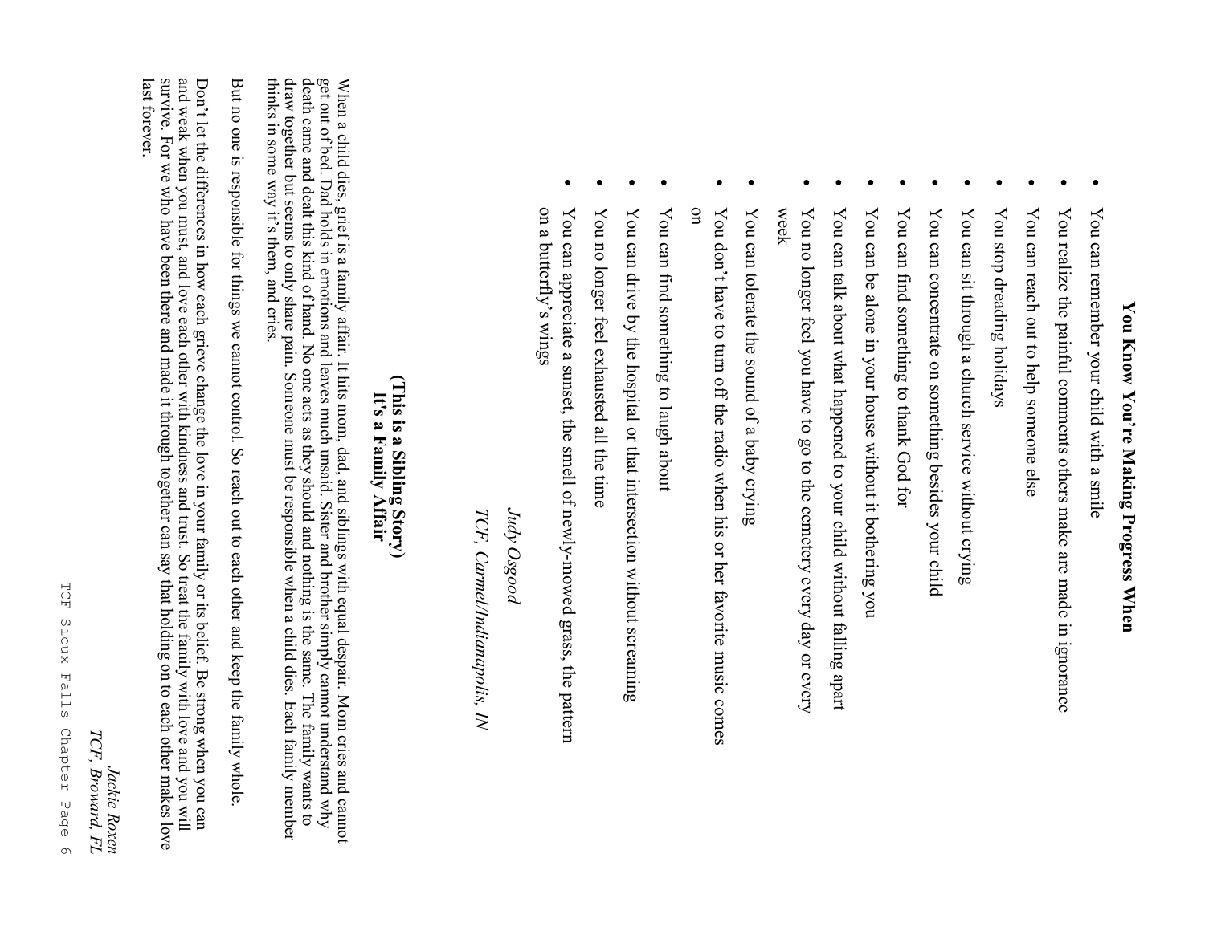## You Know You're Making Progress When

- You can remember your child with a smile
- You realize the painful comments others make are made in ignorance
- You can reach out to help someone else
- You stop dreading holidays
- You can sit through a church service without crying
- You can concentrate on something besides your child
- You can find something to thank God for
- You can be alone in your house without it bothering you
- You can talk about what happened to your child without falling apart
- You no longer feel you have to go to the cemetery every day or every week
- You can tolerate the sound of a baby crying
- You don't have to turn off the radio when his or her favorite music comes on
- You can find something to laugh about
- You can drive by the hospital or that intersection without screaming
- You no longer feel exhausted all the time
- You can appreciate a sunset, the smell of newly-mowed grass, the pattern on a butterfly's wings

*Judy Osgood*
*TCF, Carmel/Indianapolis, IN*

## (This is a Sibling Story)
## It's a Family Affair

When a child dies, grief is a family affair. It hits mom, dad, and siblings with equal despair. Mom cries and cannot get out of bed. Dad holds in emotions and leaves much unsaid. Sister and brother simply cannot understand why death came and dealt this kind of hand. No one acts as they should and nothing is the same. The family wants to draw together but seems to only share pain. Someone must be responsible when a child dies. Each family member thinks in some way it's them, and cries.

But no one is responsible for things we cannot control. So reach out to each other and keep the family whole.

Don't let the differences in how each grieve change the love in your family or its belief. Be strong when you can and weak when you must, and love each other with kindness and trust. So treat the family with love and you will survive. For we who have been there and made it through together can say that holding on to each other makes love last forever.

*Jackie Roxen*
*TCF, Broward, FL*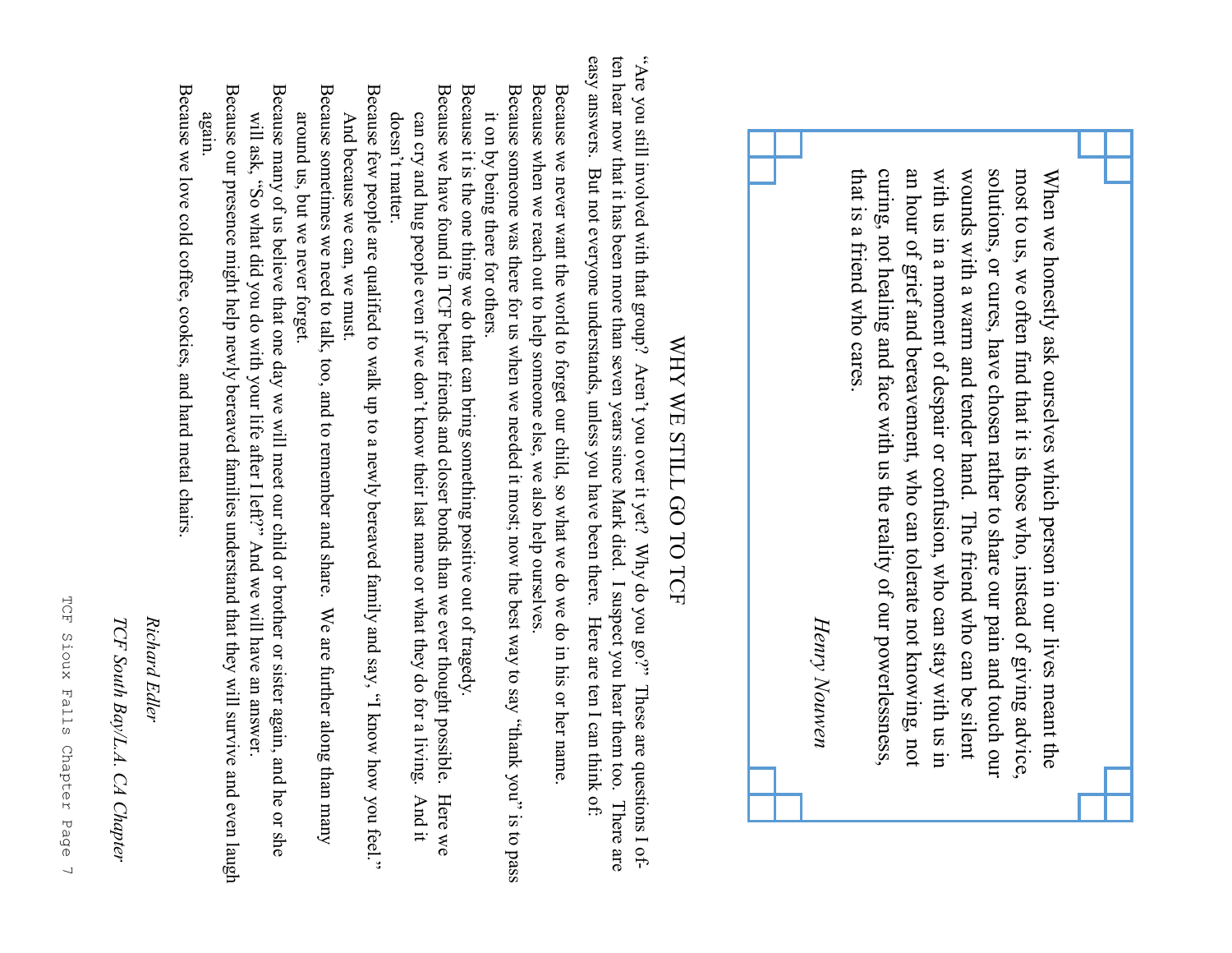When we honestly ask ourselves which person in our lives meant the most to us, we often find that it is those who, instead of giving advice, solutions, or cures, have chosen rather to share our pain and touch our wounds with a warm and tender hand. The friend who can be silent with us in a moment of despair or confusion, who can stay with us in an hour of grief and bereavement, who can tolerate not knowing, not curing, not healing and face with us the reality of our powerlessness, that is a friend who cares.

*Henry Nouwen*

## WHY WE STILL GO TO TCF

"Are you still involved with that group? Aren't you over it yet? Why do you go?" These are questions I often hear now that it has been more than seven years since Mark died. I suspect you hear them too. There are easy answers. But not everyone understands, unless you have been there. Here are ten I can think of:

Because we never want the world to forget our child, so what we do we do in his or her name.
Because when we reach out to help someone else, we also help ourselves.
Because someone was there for us when we needed it most; now the best way to say "thank you" is to pass it on by being there for others.
Because it is the one thing we do that can bring something positive out of tragedy.
Because we have found in TCF better friends and closer bonds than we ever thought possible. Here we can cry and hug people even if we don't know their last name or what they do for a living. And it doesn't matter.
Because few people are qualified to walk up to a newly bereaved family and say, "I know how you feel." And because we can, we must.
Because sometimes we need to talk, too, and to remember and share. We are further along than many around us, but we never forget.
Because many of us believe that one day we will meet our child or brother or sister again, and he or she will ask, "So what did you do with your life after I left?" And we will have an answer.
Because our presence might help newly bereaved families understand that they will survive and even laugh again.
Because we love cold coffee, cookies, and hard metal chairs.

*Richard Edler*

*TCF South Bay/L.A. CA Chapter*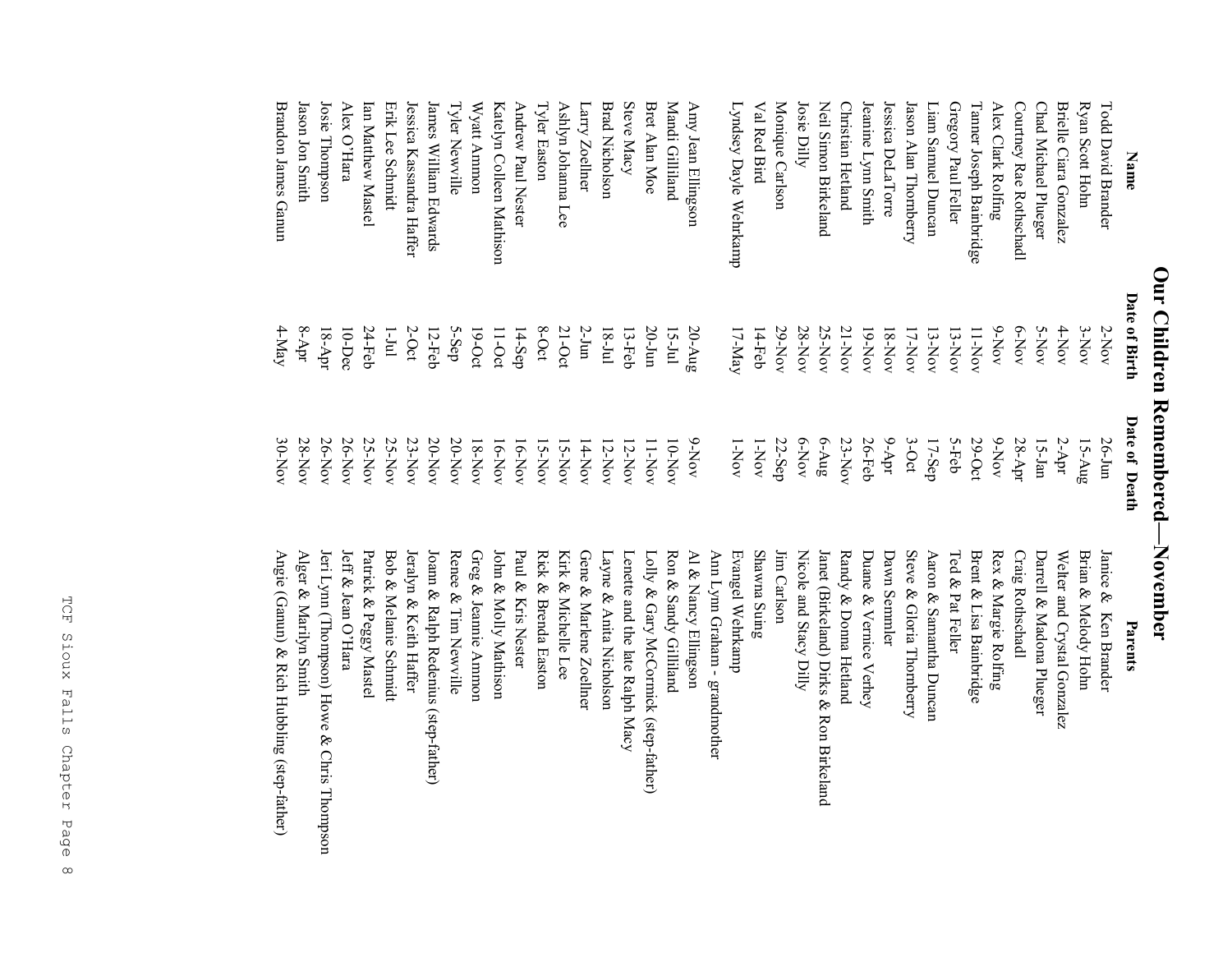# Our Children Remembered—November

| Name | Date of Birth | Date of Death | Parents |
|---|---|---|---|
| Todd David Brander | 2-Nov | 26-Jun | Janice & Ken Brander |
| Ryan Scott Hohn | 3-Nov | 15-Aug | Brian & Melody Hohn |
| Brielle Ciara Gonzalez | 4-Nov | 2-Apr | Welter and Crystal Gonzalez |
| Chad Michael Plueger | 5-Nov | 15-Jan | Darrell & Madona Plueger |
| Courtney Rae Rothschadl | 6-Nov | 28-Apr | Craig Rothschadl |
| Alex Clark Rolfing | 9-Nov | 9-Nov | Rex & Margie Rolfing |
| Tanner Joseph Bainbridge | 11-Nov | 29-Oct | Brent & Lisa Bainbridge |
| Gregory Paul Feller | 13-Nov | 5-Feb | Ted & Pat Feller |
| Liam Samuel Duncan | 13-Nov | 17-Sep | Aaron & Samantha Duncan |
| Jason Alan Thornberry | 17-Nov | 3-Oct | Steve & Gloria Thornberry |
| Jessica DeLaTorre | 18-Nov | 9-Apr | Dawn Semmler |
| Jeanine Lynn Smith | 19-Nov | 26-Feb | Duane & Vernice Verhey |
| Christian Hetland | 21-Nov | 23-Nov | Randy & Donna Hetland |
| Neil Simon Birkeland | 25-Nov | 6-Aug | Janet (Birkeland) Dirks & Ron Birkeland |
| Josie Dilly | 28-Nov | 6-Nov | Nicole and Stacy Dilly |
| Monique Carlson | 29-Nov | 22-Sep | Jim Carlson |
| Val Red Bird | 14-Feb | 1-Nov | Shawna Suing |
| Lyndsey Dayle Wehrkamp | 17-May | 1-Nov | Evangel Wehrkamp |
| | | | Ann Lynn Graham - grandmother |
| Amy Jean Ellingson | 20-Aug | 9-Nov | Al & Nancy Ellingson |
| Mandi Gilliland | 15-Jul | 10-Nov | Ron & Sandy Gilliland |
| Bret Alan Moe | 20-Jun | 11-Nov | Lolly & Gary McCormick (step-father) |
| Steve Macy | 13-Feb | 12-Nov | Lenette and the late Ralph Macy |
| Brad Nicholson | 18-Jul | 12-Nov | Layne & Anita Nicholson |
| Larry Zoellner | 2-Jun | 14-Nov | Gene & Marlene Zoellner |
| Ashlyn Johanna Lee | 21-Oct | 15-Nov | Kirk & Michelle Lee |
| Tyler Easton | 8-Oct | 15-Nov | Rick & Brenda Easton |
| Andrew Paul Nester | 14-Sep | 16-Nov | Paul & Kris Nester |
| Katelyn Colleen Mathison | 11-Oct | 16-Nov | John & Molly Mathison |
| Wyatt Ammon | 19-Oct | 18-Nov | Greg & Jeannie Ammon |
| Tyler Newville | 5-Sep | 20-Nov | Renee & Tim Newville |
| James William Edwards | 12-Feb | 20-Nov | Joann & Ralph Redenius (step-father) |
| Jessica Kassandra Haffer | 2-Oct | 23-Nov | Jeralyn & Keith Haffer |
| Erik Lee Schmidt | 1-Jul | 25-Nov | Bob & Melanie Schmidt |
| Ian Matthew Mastel | 24-Feb | 25-Nov | Patrick & Peggy Mastel |
| Alex O'Hara | 10-Dec | 26-Nov | Jeff & Jean O'Hara |
| Josie Thompson | 18-Apr | 26-Nov | Jeri Lynn (Thompson) Howe & Chris Thompson |
| Jason Jon Smith | 8-Apr | 28-Nov | Alger & Marilyn Smith |
| Brandon James Ganun | 4-May | 30-Nov | Angie (Ganun) & Rich Hubbling (step-father) |